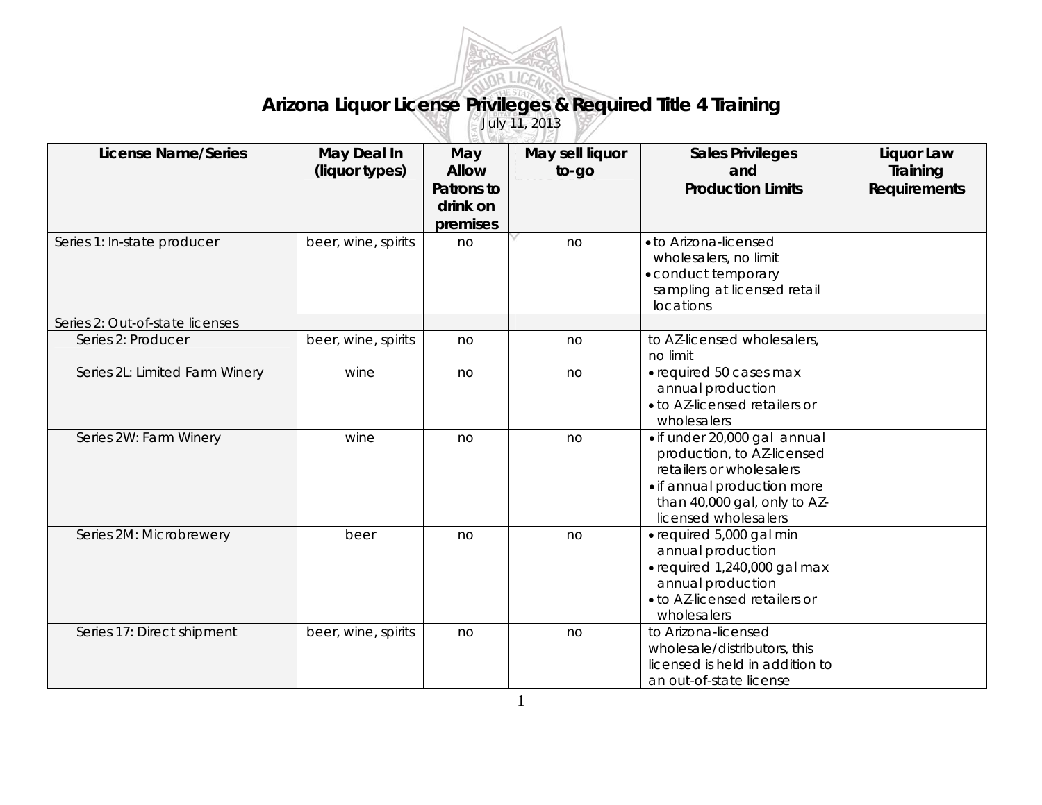# Arizona Liquor License Privileges & Required Title 4 Training

July 11, 2013

| License Name/Series | May Deal In (liquor types) | May Allow Patrons to drink on premises | May sell liquor to-go | Sales Privileges and Production Limits | Liquor Law Training Requirements |
|---|---|---|---|---|---|
| Series 1: In-state producer | beer, wine, spirits | no | no | • to Arizona-licensed wholesalers, no limit<br>• conduct temporary sampling at licensed retail locations | |
| Series 2: Out-of-state licenses | | | | | |
| Series 2: Producer | beer, wine, spirits | no | no | to AZ-licensed wholesalers, no limit | |
| Series 2L: Limited Farm Winery | wine | no | no | • required 50 cases max annual production<br>• to AZ-licensed retailers or wholesalers | |
| Series 2W: Farm Winery | wine | no | no | • if under 20,000 gal annual production, to AZ-licensed retailers or wholesalers<br>• if annual production more than 40,000 gal, only to AZ-licensed wholesalers | |
| Series 2M: Microbrewery | beer | no | no | • required 5,000 gal min annual production<br>• required 1,240,000 gal max annual production<br>• to AZ-licensed retailers or wholesalers | |
| Series 17: Direct shipment | beer, wine, spirits | no | no | to Arizona-licensed wholesale/distributors, this licensed is held in addition to an out-of-state license | |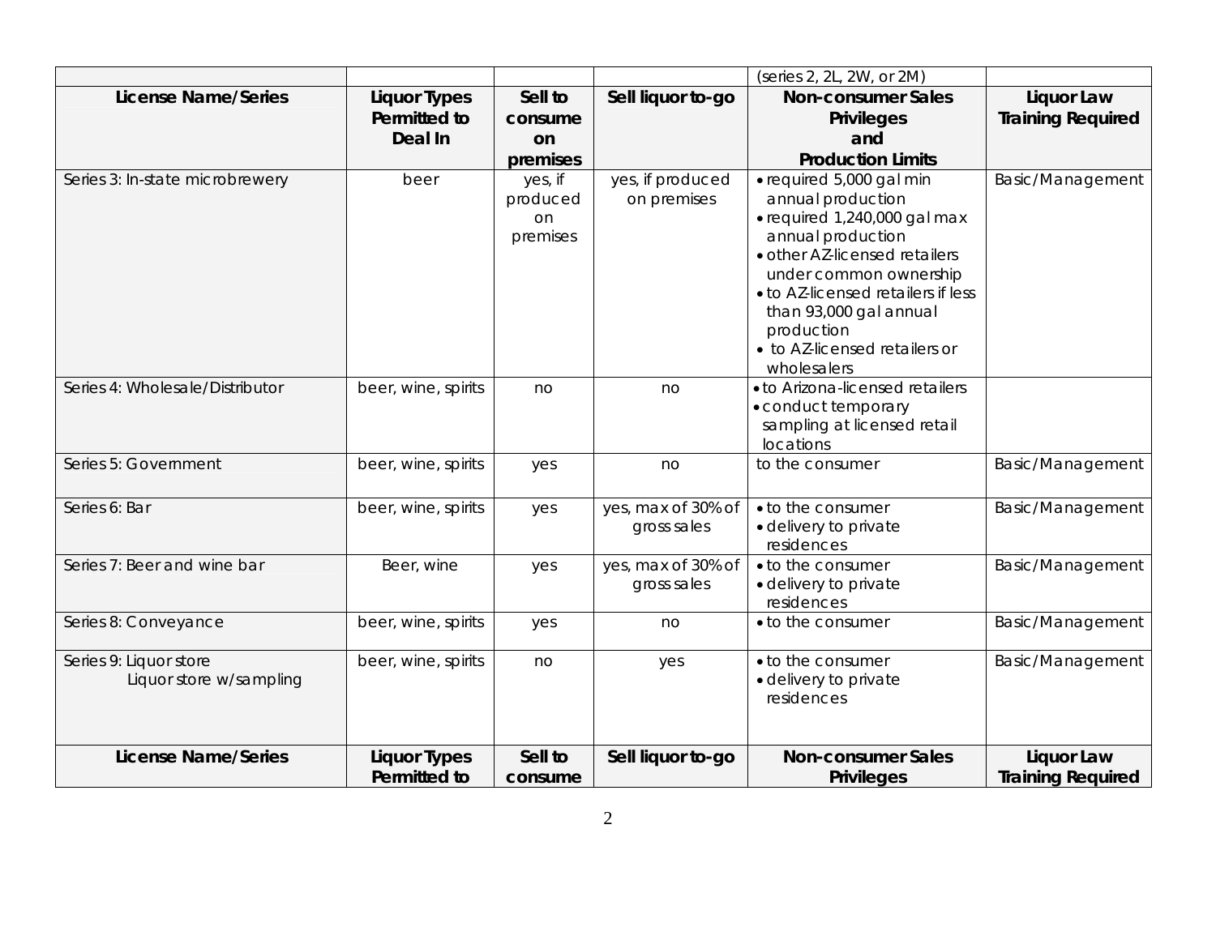| | | | | (series 2, 2L, 2W, or 2M) | |
|---|---|---|---|---|---|
| **License Name/Series** | **Liquor Types Permitted to Deal In** | **Sell to consume on premises** | **Sell liquor to-go** | **Non-consumer Sales Privileges and Production Limits** | **Liquor Law Training Required** |
| Series 3: In-state microbrewery | beer | yes, if produced on premises | yes, if produced on premises | • required 5,000 gal min annual production<br>• required 1,240,000 gal max annual production<br>• other AZ-licensed retailers under common ownership<br>• to AZ-licensed retailers if less than 93,000 gal annual production<br>• to AZ-licensed retailers or wholesalers | Basic/Management |
| Series 4: Wholesale/Distributor | beer, wine, spirits | no | no | • to Arizona-licensed retailers<br>• conduct temporary sampling at licensed retail locations | |
| Series 5: Government | beer, wine, spirits | yes | no | to the consumer | Basic/Management |
| Series 6: Bar | beer, wine, spirits | yes | yes, max of 30% of gross sales | • to the consumer<br>• delivery to private residences | Basic/Management |
| Series 7: Beer and wine bar | Beer, wine | yes | yes, max of 30% of gross sales | • to the consumer<br>• delivery to private residences | Basic/Management |
| Series 8: Conveyance | beer, wine, spirits | yes | no | • to the consumer | Basic/Management |
| Series 9: Liquor store<br>Liquor store w/sampling | beer, wine, spirits | no | yes | • to the consumer<br>• delivery to private residences | Basic/Management |
| **License Name/Series** | **Liquor Types Permitted to** | **Sell to consume** | **Sell liquor to-go** | **Non-consumer Sales Privileges** | **Liquor Law Training Required** |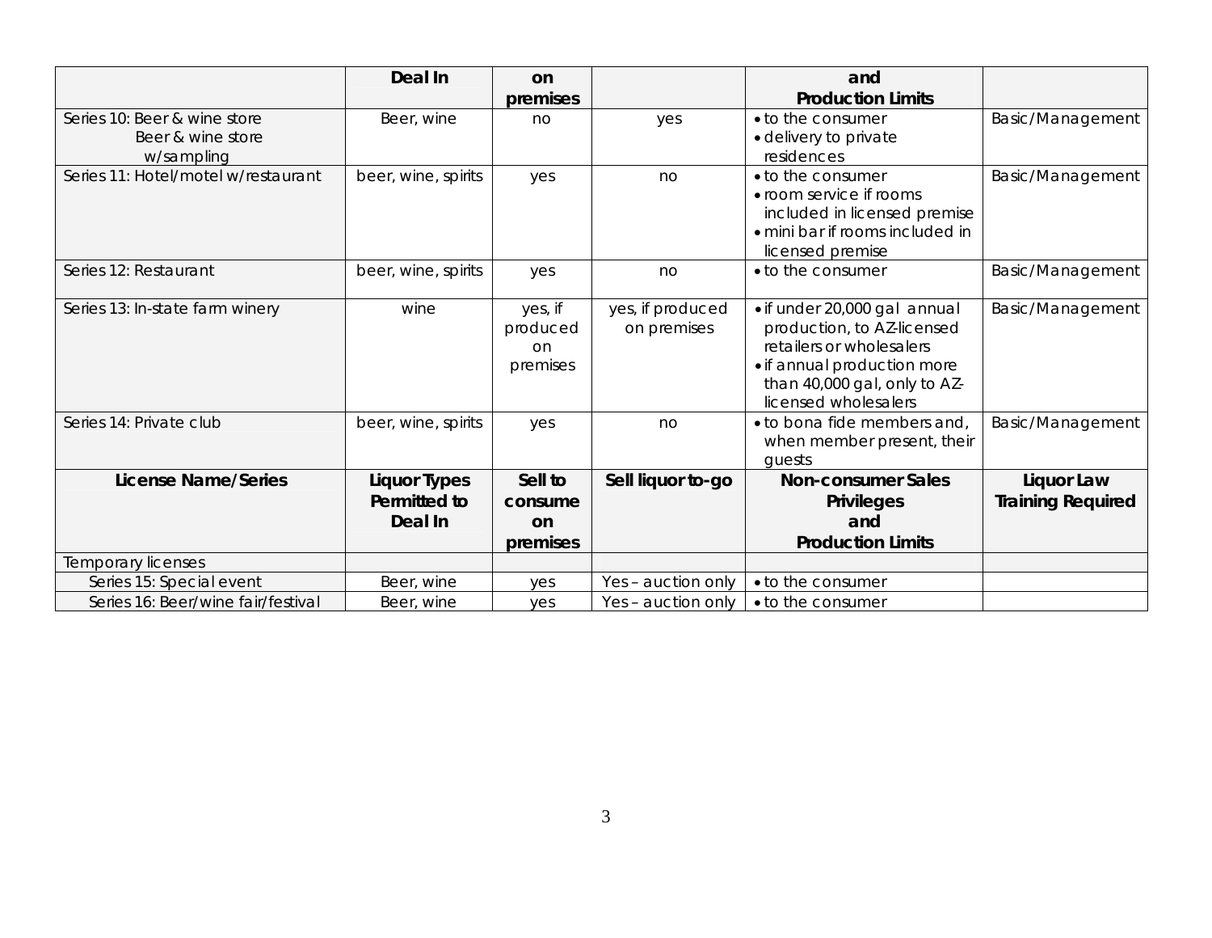| | Deal In | on premises | | and Production Limits | |
|---|---|---|---|---|---|
| Series 10: Beer & wine store Beer & wine store w/sampling | Beer, wine | no | yes | • to the consumer • delivery to private residences | Basic/Management |
| Series 11: Hotel/motel w/restaurant | beer, wine, spirits | yes | no | • to the consumer • room service if rooms included in licensed premise • mini bar if rooms included in licensed premise | Basic/Management |
| Series 12: Restaurant | beer, wine, spirits | yes | no | • to the consumer | Basic/Management |
| Series 13: In-state farm winery | wine | yes, if produced on premises | yes, if produced on premises | • if under 20,000 gal annual production, to AZ-licensed retailers or wholesalers • if annual production more than 40,000 gal, only to AZ-licensed wholesalers | Basic/Management |
| Series 14: Private club | beer, wine, spirits | yes | no | • to bona fide members and, when member present, their guests | Basic/Management |
| **License Name/Series** | **Liquor Types Permitted to Deal In** | **Sell to consume on premises** | **Sell liquor to-go** | **Non-consumer Sales Privileges and Production Limits** | **Liquor Law Training Required** |
| Temporary licenses | | | | | |
| Series 15: Special event | Beer, wine | yes | Yes – auction only | • to the consumer | |
| Series 16: Beer/wine fair/festival | Beer, wine | yes | Yes – auction only | • to the consumer | |